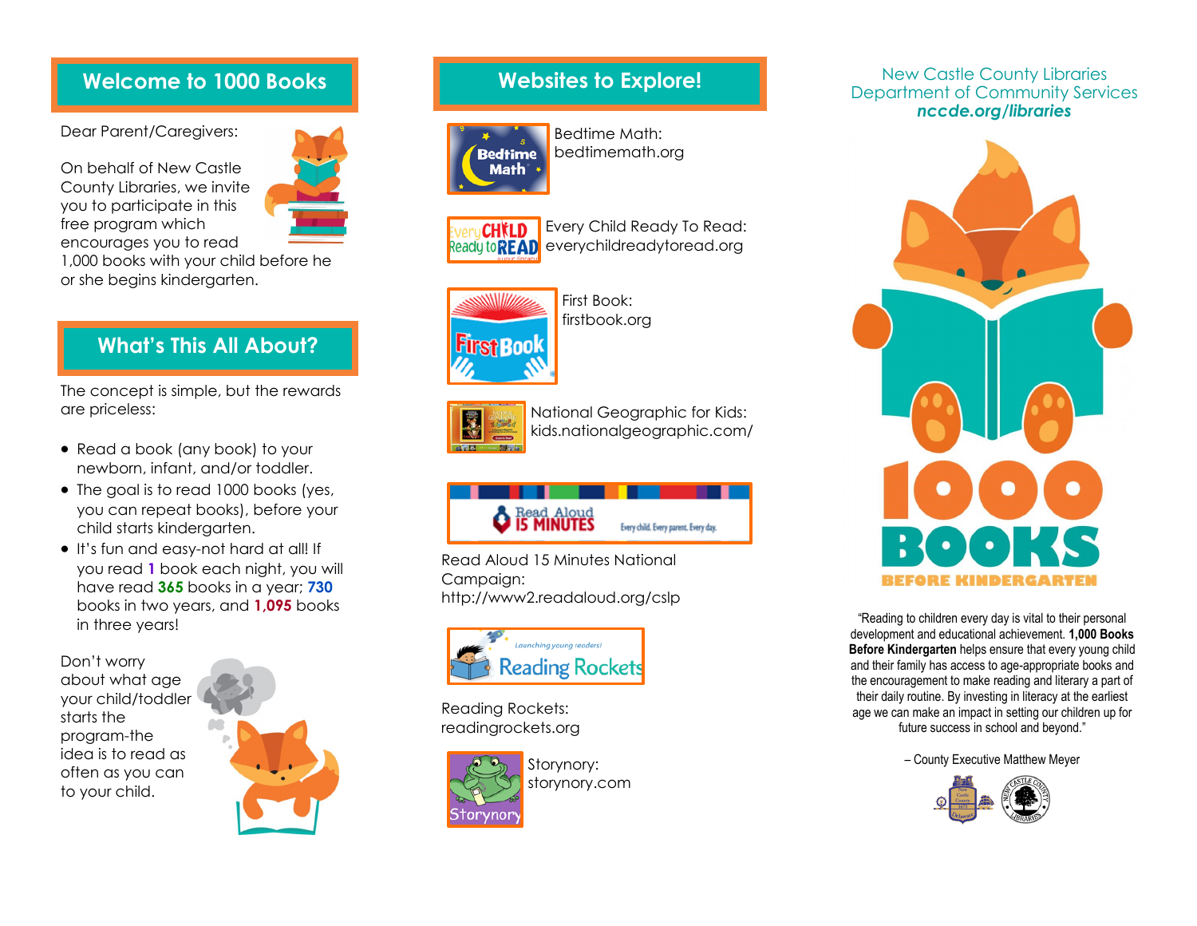## Welcome to 1000 Books

Dear Parent/Caregivers:

On behalf of New Castle County Libraries, we invite you to participate in this free program which encourages you to read 1,000 books with your child before he or she begins kindergarten.

## What's This All About?

The concept is simple, but the rewards are priceless:

- Read a book (any book) to your newborn, infant, and/or toddler.
- The goal is to read 1000 books (yes, you can repeat books), before your child starts kindergarten.
- It's fun and easy-not hard at all! If you read **1** book each night, you will have read **365** books in a year; **730** books in two years, and **1,095** books in three years!

Don't worry about what age your child/toddler starts the program-the idea is to read as often as you can to your child.

## Websites to Explore!

Bedtime Math:
bedtimemath.org

Every Child Ready To Read:
everychildreadytoread.org

First Book:
firstbook.org

National Geographic for Kids:
kids.nationalgeographic.com/

Read Aloud 15 Minutes National Campaign:
http://www2.readaloud.org/cslp

Reading Rockets:
readingrockets.org

Storynory:
storynory.com

New Castle County Libraries
Department of Community Services
***nccde.org/libraries***

# 1000 BOOKS BEFORE KINDERGARTEN

"Reading to children every day is vital to their personal development and educational achievement. **1,000 Books Before Kindergarten** helps ensure that every young child and their family has access to age-appropriate books and the encouragement to make reading and literacy a part of their daily routine. By investing in literacy at the earliest age we can make an impact in setting our children up for future success in school and beyond."

– County Executive Matthew Meyer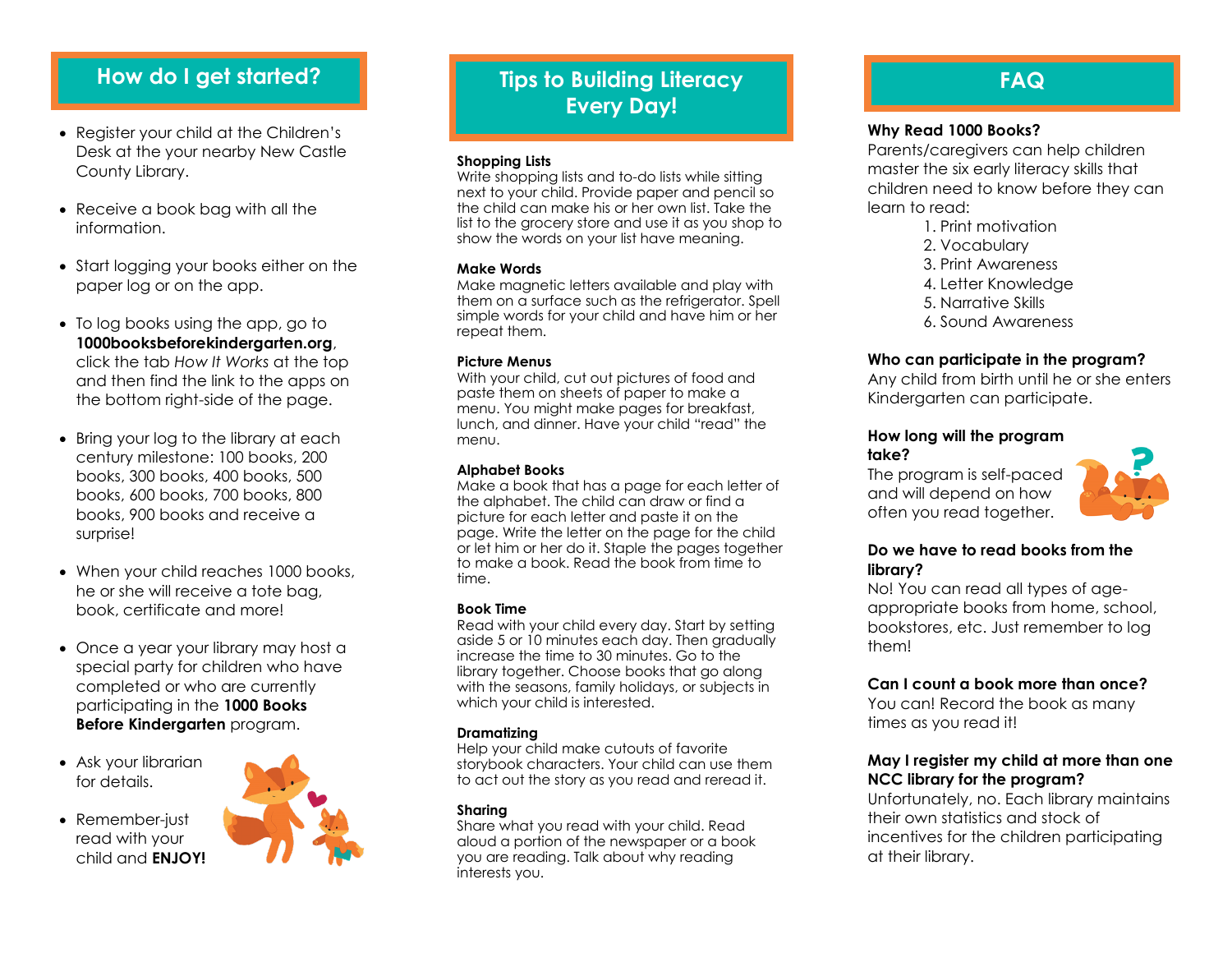## How do I get started?

- Register your child at the Children's Desk at the your nearby New Castle County Library.
- Receive a book bag with all the information.
- Start logging your books either on the paper log or on the app.
- To log books using the app, go to **1000booksbeforekindergarten.org**, click the tab *How It Works* at the top and then find the link to the apps on the bottom right-side of the page.
- Bring your log to the library at each century milestone: 100 books, 200 books, 300 books, 400 books, 500 books, 600 books, 700 books, 800 books, 900 books and receive a surprise!
- When your child reaches 1000 books, he or she will receive a tote bag, book, certificate and more!
- Once a year your library may host a special party for children who have completed or who are currently participating in the **1000 Books Before Kindergarten** program.
- Ask your librarian for details.
- Remember-just read with your child and **ENJOY!**

## Tips to Building Literacy Every Day!

**Shopping Lists**
Write shopping lists and to-do lists while sitting next to your child. Provide paper and pencil so the child can make his or her own list. Take the list to the grocery store and use it as you shop to show the words on your list have meaning.

**Make Words**
Make magnetic letters available and play with them on a surface such as the refrigerator. Spell simple words for your child and have him or her repeat them.

**Picture Menus**
With your child, cut out pictures of food and paste them on sheets of paper to make a menu. You might make pages for breakfast, lunch, and dinner. Have your child "read" the menu.

**Alphabet Books**
Make a book that has a page for each letter of the alphabet. The child can draw or find a picture for each letter and paste it on the page. Write the letter on the page for the child or let him or her do it. Staple the pages together to make a book. Read the book from time to time.

**Book Time**
Read with your child every day. Start by setting aside 5 or 10 minutes each day. Then gradually increase the time to 30 minutes. Go to the library together. Choose books that go along with the seasons, family holidays, or subjects in which your child is interested.

**Dramatizing**
Help your child make cutouts of favorite storybook characters. Your child can use them to act out the story as you read and reread it.

**Sharing**
Share what you read with your child. Read aloud a portion of the newspaper or a book you are reading. Talk about why reading interests you.

## FAQ

**Why Read 1000 Books?**
Parents/caregivers can help children master the six early literacy skills that children need to know before they can learn to read:

1. Print motivation
2. Vocabulary
3. Print Awareness
4. Letter Knowledge
5. Narrative Skills
6. Sound Awareness

**Who can participate in the program?**
Any child from birth until he or she enters Kindergarten can participate.

**How long will the program take?**
The program is self-paced and will depend on how often you read together.

**Do we have to read books from the library?**
No! You can read all types of age-appropriate books from home, school, bookstores, etc. Just remember to log them!

**Can I count a book more than once?**
You can! Record the book as many times as you read it!

**May I register my child at more than one NCC library for the program?**
Unfortunately, no. Each library maintains their own statistics and stock of incentives for the children participating at their library.